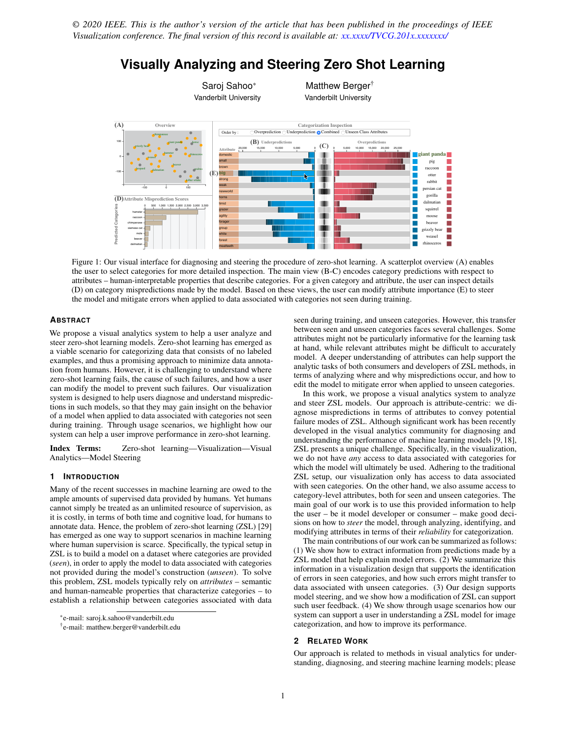© 2020 IEEE. This is the author's version of the article that has been published in the proceedings of IEEE Visualization conference. The final version of this record is available at: xx.xxxx/TVCG.201x.xxxxxxx/

# Visually Analyzing and Steering Zero Shot Learning

Saroj Sahoo* — Vanderbilt University

Matthew Berger† — Vanderbilt University

Figure 1: Our visual interface for diagnosing and steering the procedure of zero-shot learning. A scatterplot overview (A) enables the user to select categories for more detailed inspection. The main view (B-C) encodes category predictions with respect to attributes – human-interpretable properties that describe categories. For a given category and attribute, the user can inspect details (D) on category mispredictions made by the model. Based on these views, the user can modify attribute importance (E) to steer the model and mitigate errors when applied to data associated with categories not seen during training.

## Abstract

We propose a visual analytics system to help a user analyze and steer zero-shot learning models. Zero-shot learning has emerged as a viable scenario for categorizing data that consists of no labeled examples, and thus a promising approach to minimize data annotation from humans. However, it is challenging to understand where zero-shot learning fails, the cause of such failures, and how a user can modify the model to prevent such failures. Our visualization system is designed to help users diagnose and understand mispredictions in such models, so that they may gain insight on the behavior of a model when applied to data associated with categories not seen during training. Through usage scenarios, we highlight how our system can help a user improve performance in zero-shot learning.

**Index Terms:** Zero-shot learning—Visualization—Visual Analytics—Model Steering

## 1 Introduction

Many of the recent successes in machine learning are owed to the ample amounts of supervised data provided by humans. Yet humans cannot simply be treated as an unlimited resource of supervision, as it is costly, in terms of both time and cognitive load, for humans to annotate data. Hence, the problem of zero-shot learning (ZSL) [29] has emerged as one way to support scenarios in machine learning where human supervision is scarce. Specifically, the typical setup in ZSL is to build a model on a dataset where categories are provided (*seen*), in order to apply the model to data associated with categories not provided during the model's construction (*unseen*). To solve this problem, ZSL models typically rely on *attributes* – semantic and human-nameable properties that characterize categories – to establish a relationship between categories associated with data seen during training, and unseen categories. However, this transfer between seen and unseen categories faces several challenges. Some attributes might not be particularly informative for the learning task at hand, while relevant attributes might be difficult to accurately model. A deeper understanding of attributes can help support the analytic tasks of both consumers and developers of ZSL methods, in terms of analyzing where and why mispredictions occur, and how to edit the model to mitigate error when applied to unseen categories.

In this work, we propose a visual analytics system to analyze and steer ZSL models. Our approach is attribute-centric: we diagnose mispredictions in terms of attributes to convey potential failure modes of ZSL. Although significant work has been recently developed in the visual analytics community for diagnosing and understanding the performance of machine learning models [9, 18], ZSL presents a unique challenge. Specifically, in the visualization, we do not have *any* access to data associated with categories for which the model will ultimately be used. Adhering to the traditional ZSL setup, our visualization only has access to data associated with seen categories. On the other hand, we also assume access to category-level attributes, both for seen and unseen categories. The main goal of our work is to use this provided information to help the user – be it model developer or consumer – make good decisions on how to *steer* the model, through analyzing, identifying, and modifying attributes in terms of their *reliability* for categorization.

The main contributions of our work can be summarized as follows: (1) We show how to extract information from predictions made by a ZSL model that help explain model errors. (2) We summarize this information in a visualization design that supports the identification of errors in seen categories, and how such errors might transfer to data associated with unseen categories. (3) Our design supports model steering, and we show how a modification of ZSL can support such user feedback. (4) We show through usage scenarios how our system can support a user in understanding a ZSL model for image categorization, and how to improve its performance.

## 2 Related Work

Our approach is related to methods in visual analytics for understanding, diagnosing, and steering machine learning models; please

*e-mail: saroj.k.sahoo@vanderbilt.edu

†e-mail: matthew.berger@vanderbilt.edu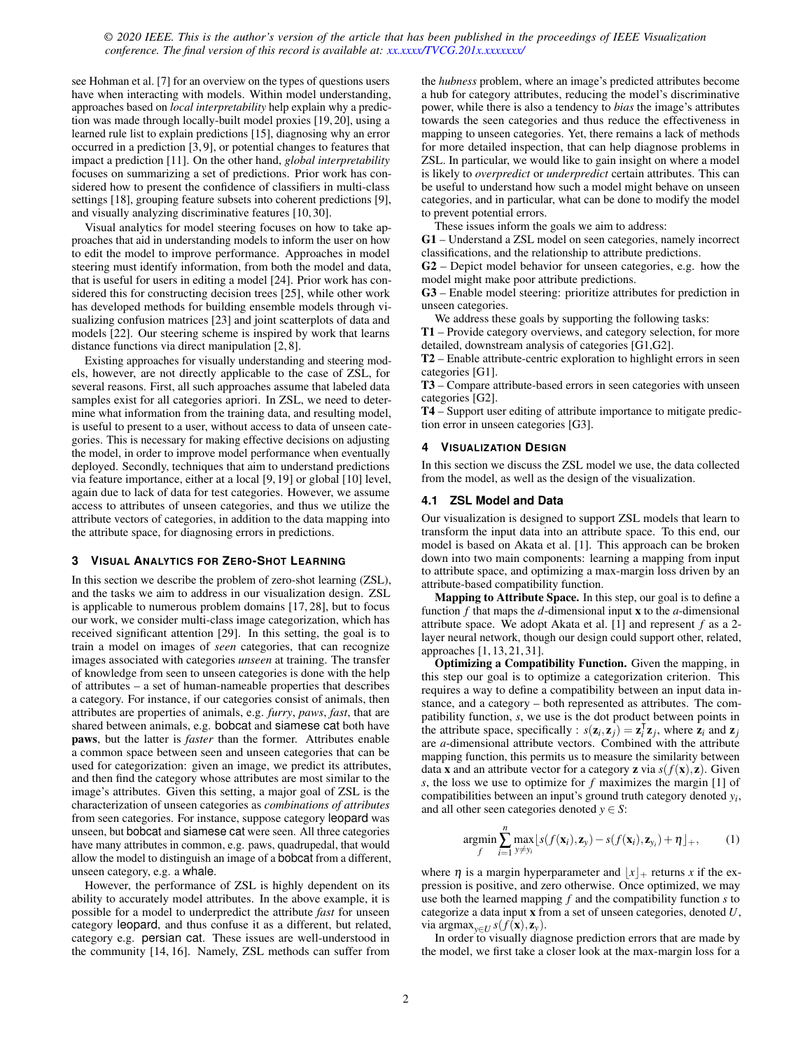see Hohman et al. [7] for an overview on the types of questions users have when interacting with models. Within model understanding, approaches based on *local interpretability* help explain why a prediction was made through locally-built model proxies [19, 20], using a learned rule list to explain predictions [15], diagnosing why an error occurred in a prediction [3, 9], or potential changes to features that impact a prediction [11]. On the other hand, *global interpretability* focuses on summarizing a set of predictions. Prior work has considered how to present the confidence of classifiers in multi-class settings [18], grouping feature subsets into coherent predictions [9], and visually analyzing discriminative features [10, 30].

Visual analytics for model steering focuses on how to take approaches that aid in understanding models to inform the user on how to edit the model to improve performance. Approaches in model steering must identify information, from both the model and data, that is useful for users in editing a model [24]. Prior work has considered this for constructing decision trees [25], while other work has developed methods for building ensemble models through visualizing confusion matrices [23] and joint scatterplots of data and models [22]. Our steering scheme is inspired by work that learns distance functions via direct manipulation [2, 8].

Existing approaches for visually understanding and steering models, however, are not directly applicable to the case of ZSL, for several reasons. First, all such approaches assume that labeled data samples exist for all categories apriori. In ZSL, we need to determine what information from the training data, and resulting model, is useful to present to a user, without access to data of unseen categories. This is necessary for making effective decisions on adjusting the model, in order to improve model performance when eventually deployed. Secondly, techniques that aim to understand predictions via feature importance, either at a local [9, 19] or global [10] level, again due to lack of data for test categories. However, we assume access to attributes of unseen categories, and thus we utilize the attribute vectors of categories, in addition to the data mapping into the attribute space, for diagnosing errors in predictions.

## 3 Visual Analytics for Zero-Shot Learning

In this section we describe the problem of zero-shot learning (ZSL), and the tasks we aim to address in our visualization design. ZSL is applicable to numerous problem domains [17, 28], but to focus our work, we consider multi-class image categorization, which has received significant attention [29]. In this setting, the goal is to train a model on images of *seen* categories, that can recognize images associated with categories *unseen* at training. The transfer of knowledge from seen to unseen categories is done with the help of attributes – a set of human-nameable properties that describes a category. For instance, if our categories consist of animals, then attributes are properties of animals, e.g. *furry*, *paws*, *fast*, that are shared between animals, e.g. bobcat and siamese cat both have **paws**, but the latter is *faster* than the former. Attributes enable a common space between seen and unseen categories that can be used for categorization: given an image, we predict its attributes, and then find the category whose attributes are most similar to the image's attributes. Given this setting, a major goal of ZSL is the characterization of unseen categories as *combinations of attributes* from seen categories. For instance, suppose category leopard was unseen, but bobcat and siamese cat were seen. All three categories have many attributes in common, e.g. paws, quadrupedal, that would allow the model to distinguish an image of a bobcat from a different, unseen category, e.g. a whale.

However, the performance of ZSL is highly dependent on its ability to accurately model attributes. In the above example, it is possible for a model to underpredict the attribute *fast* for unseen category leopard, and thus confuse it as a different, but related, category e.g. persian cat. These issues are well-understood in the community [14, 16]. Namely, ZSL methods can suffer from the *hubness* problem, where an image's predicted attributes become a hub for category attributes, reducing the model's discriminative power, while there is also a tendency to *bias* the image's attributes towards the seen categories and thus reduce the effectiveness in mapping to unseen categories. Yet, there remains a lack of methods for more detailed inspection, that can help diagnose problems in ZSL. In particular, we would like to gain insight on where a model is likely to *overpredict* or *underpredict* certain attributes. This can be useful to understand how such a model might behave on unseen categories, and in particular, what can be done to modify the model to prevent potential errors.

These issues inform the goals we aim to address:

**G1** – Understand a ZSL model on seen categories, namely incorrect classifications, and the relationship to attribute predictions.

**G2** – Depict model behavior for unseen categories, e.g. how the model might make poor attribute predictions.

**G3** – Enable model steering: prioritize attributes for prediction in unseen categories.

We address these goals by supporting the following tasks:

**T1** – Provide category overviews, and category selection, for more detailed, downstream analysis of categories [G1,G2].

**T2** – Enable attribute-centric exploration to highlight errors in seen categories [G1].

**T3** – Compare attribute-based errors in seen categories with unseen categories [G2].

**T4** – Support user editing of attribute importance to mitigate prediction error in unseen categories [G3].

## 4 Visualization Design

In this section we discuss the ZSL model we use, the data collected from the model, as well as the design of the visualization.

### 4.1 ZSL Model and Data

Our visualization is designed to support ZSL models that learn to transform the input data into an attribute space. To this end, our model is based on Akata et al. [1]. This approach can be broken down into two main components: learning a mapping from input to attribute space, and optimizing a max-margin loss driven by an attribute-based compatibility function.

**Mapping to Attribute Space.** In this step, our goal is to define a function $f$ that maps the $d$-dimensional input $\mathbf{x}$ to the $a$-dimensional attribute space. We adopt Akata et al. [1] and represent $f$ as a 2-layer neural network, though our design could support other, related, approaches [1, 13, 21, 31].

**Optimizing a Compatibility Function.** Given the mapping, in this step our goal is to optimize a categorization criterion. This requires a way to define a compatibility between an input data instance, and a category – both represented as attributes. The compatibility function, $s$, we use is the dot product between points in the attribute space, specifically : $s(\mathbf{z}_i, \mathbf{z}_j) = \mathbf{z}_i^\intercal \mathbf{z}_j$, where $\mathbf{z}_i$ and $\mathbf{z}_j$ are $a$-dimensional attribute vectors. Combined with the attribute mapping function, this permits us to measure the similarity between data $\mathbf{x}$ and an attribute vector for a category $\mathbf{z}$ via $s(f(\mathbf{x}), \mathbf{z})$. Given $s$, the loss we use to optimize for $f$ maximizes the margin [1] of compatibilities between an input's ground truth category denoted $y_i$, and all other seen categories denoted $y \in S$:

$$\underset{f}{\operatorname{argmin}} \sum_{i=1}^{n} \max_{y \neq y_i} \lfloor s(f(\mathbf{x}_i), \mathbf{z}_y) - s(f(\mathbf{x}_i), \mathbf{z}_{y_i}) + \eta \rfloor_+, \tag{1}$$

where $\eta$ is a margin hyperparameter and $\lfloor x \rfloor_+$ returns $x$ if the expression is positive, and zero otherwise. Once optimized, we may use both the learned mapping $f$ and the compatibility function $s$ to categorize a data input $\mathbf{x}$ from a set of unseen categories, denoted $U$, via $\operatorname{argmax}_{y \in U} s(f(\mathbf{x}), \mathbf{z}_y)$.

In order to visually diagnose prediction errors that are made by the model, we first take a closer look at the max-margin loss for a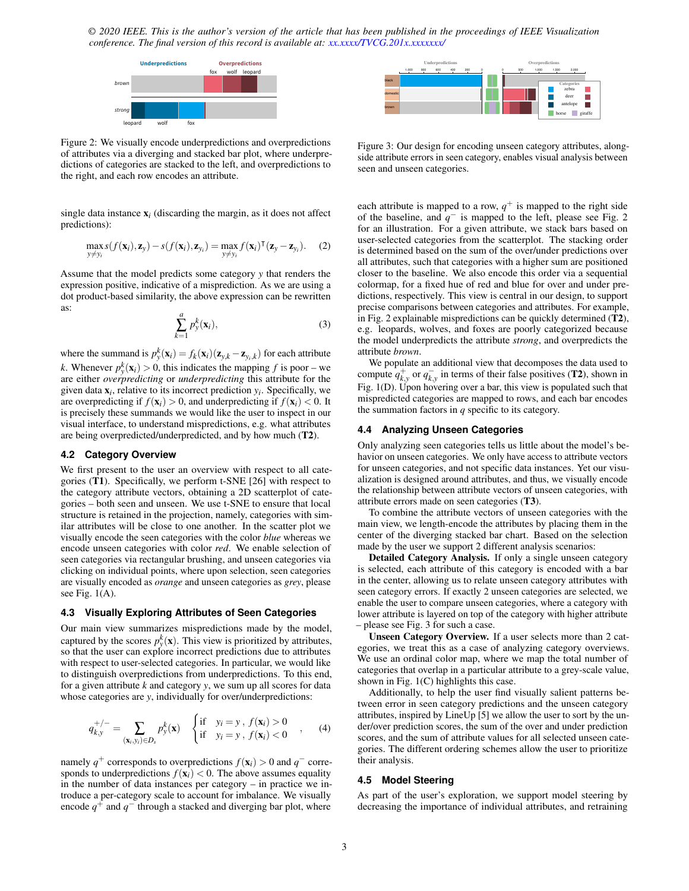© 2020 IEEE. This is the author's version of the article that has been published in the proceedings of IEEE Visualization conference. The final version of this record is available at: xx.xxxx/TVCG.201x.xxxxxxx/

Underpredictions
Overpredictions
fox wolf leopard
brown
strong
leopard wolf fox

Figure 2: We visually encode underpredictions and overpredictions of attributes via a diverging and stacked bar plot, where underpredictions of categories are stacked to the left, and overpredictions to the right, and each row encodes an attribute.

Underpredictions
Overpredictions
1,000 800 600 400 200 0
0 500 1,000 1,500 2,000
black
domestic
brown
Categories
zebra
deer
antelope
horse giraffe

Figure 3: Our design for encoding unseen category attributes, alongside attribute errors in seen category, enables visual analysis between seen and unseen categories.

single data instance $\mathbf{x}_i$ (discarding the margin, as it does not affect predictions):

$$\max_{y \neq y_i} s(f(\mathbf{x}_i), \mathbf{z}_y) - s(f(\mathbf{x}_i), \mathbf{z}_{y_i}) = \max_{y \neq y_i} f(\mathbf{x}_i)^\intercal (\mathbf{z}_y - \mathbf{z}_{y_i}). \quad (2)$$

Assume that the model predicts some category $y$ that renders the expression positive, indicative of a misprediction. As we are using a dot product-based similarity, the above expression can be rewritten as:

$$\sum_{k=1}^{a} p_y^k(\mathbf{x}_i), \quad (3)$$

where the summand is $p_y^k(\mathbf{x}_i) = f_k(\mathbf{x}_i)(\mathbf{z}_{y,k} - \mathbf{z}_{y_i,k})$ for each attribute $k$. Whenever $p_y^k(\mathbf{x}_i) > 0$, this indicates the mapping $f$ is poor – we are either *overpredicting* or *underpredicting* this attribute for the given data $\mathbf{x}_i$, relative to its incorrect prediction $y_i$. Specifically, we are overpredicting if $f(\mathbf{x}_i) > 0$, and underpredicting if $f(\mathbf{x}_i) < 0$. It is precisely these summands we would like the user to inspect in our visual interface, to understand mispredictions, e.g. what attributes are being overpredicted/underpredicted, and by how much (**T2**).

### 4.2 Category Overview

We first present to the user an overview with respect to all categories (**T1**). Specifically, we perform t-SNE [26] with respect to the category attribute vectors, obtaining a 2D scatterplot of categories – both seen and unseen. We use t-SNE to ensure that local structure is retained in the projection, namely, categories with similar attributes will be close to one another. In the scatter plot we visually encode the seen categories with the color *blue* whereas we encode unseen categories with color *red*. We enable selection of seen categories via rectangular brushing, and unseen categories via clicking on individual points, where upon selection, seen categories are visually encoded as *orange* and unseen categories as *grey*, please see Fig. 1(A).

### 4.3 Visually Exploring Attributes of Seen Categories

Our main view summarizes mispredictions made by the model, captured by the scores $p_y^k(\mathbf{x})$. This view is prioritized by attributes, so that the user can explore incorrect predictions due to attributes with respect to user-selected categories. In particular, we would like to distinguish overpredictions from underpredictions. To this end, for a given attribute $k$ and category $y$, we sum up all scores for data whose categories are $y$, individually for over/underpredictions:

$$q_{k,y}^{+/-} = \sum_{(\mathbf{x}_i, y_i) \in D_s} p_y^k(\mathbf{x}) \begin{cases} \text{if} & y_i = y\,,\; f(\mathbf{x}_i) > 0 \\ \text{if} & y_i = y\,,\; f(\mathbf{x}_i) < 0 \end{cases}, \quad (4)$$

namely $q^+$ corresponds to overpredictions $f(\mathbf{x}_i) > 0$ and $q^-$ corresponds to underpredictions $f(\mathbf{x}_i) < 0$. The above assumes equality in the number of data instances per category – in practice we introduce a per-category scale to account for imbalance. We visually encode $q^+$ and $q^-$ through a stacked and diverging bar plot, where each attribute is mapped to a row, $q^+$ is mapped to the right side of the baseline, and $q^-$ is mapped to the left, please see Fig. 2 for an illustration. For a given attribute, we stack bars based on user-selected categories from the scatterplot. The stacking order is determined based on the sum of the over/under predictions over all attributes, such that categories with a higher sum are positioned closer to the baseline. We also encode this order via a sequential colormap, for a fixed hue of red and blue for over and under predictions, respectively. This view is central in our design, to support precise comparisons between categories and attributes. For example, in Fig. 2 explainable mispredictions can be quickly determined (**T2**), e.g. leopards, wolves, and foxes are poorly categorized because the model underpredicts the attribute *strong*, and overpredicts the attribute *brown*.

We populate an additional view that decomposes the data used to compute $q_{k,y}^+$ or $q_{k,y}^-$ in terms of their false positives (**T2**), shown in Fig. 1(D). Upon hovering over a bar, this view is populated such that mispredicted categories are mapped to rows, and each bar encodes the summation factors in $q$ specific to its category.

### 4.4 Analyzing Unseen Categories

Only analyzing seen categories tells us little about the model's behavior on unseen categories. We only have access to attribute vectors for unseen categories, and not specific data instances. Yet our visualization is designed around attributes, and thus, we visually encode the relationship between attribute vectors of unseen categories, with attribute errors made on seen categories (**T3**).

To combine the attribute vectors of unseen categories with the main view, we length-encode the attributes by placing them in the center of the diverging stacked bar chart. Based on the selection made by the user we support 2 different analysis scenarios:

**Detailed Category Analysis.** If only a single unseen category is selected, each attribute of this category is encoded with a bar in the center, allowing us to relate unseen category attributes with seen category errors. If exactly 2 unseen categories are selected, we enable the user to compare unseen categories, where a category with lower attribute is layered on top of the category with higher attribute – please see Fig. 3 for such a case.

**Unseen Category Overview.** If a user selects more than 2 categories, we treat this as a case of analyzing category overviews. We use an ordinal color map, where we map the total number of categories that overlap in a particular attribute to a grey-scale value, shown in Fig. 1(C) highlights this case.

Additionally, to help the user find visually salient patterns between error in seen category predictions and the unseen category attributes, inspired by LineUp [5] we allow the user to sort by the under/over prediction scores, the sum of the over and under prediction scores, and the sum of attribute values for all selected unseen categories. The different ordering schemes allow the user to prioritize their analysis.

### 4.5 Model Steering

As part of the user's exploration, we support model steering by decreasing the importance of individual attributes, and retraining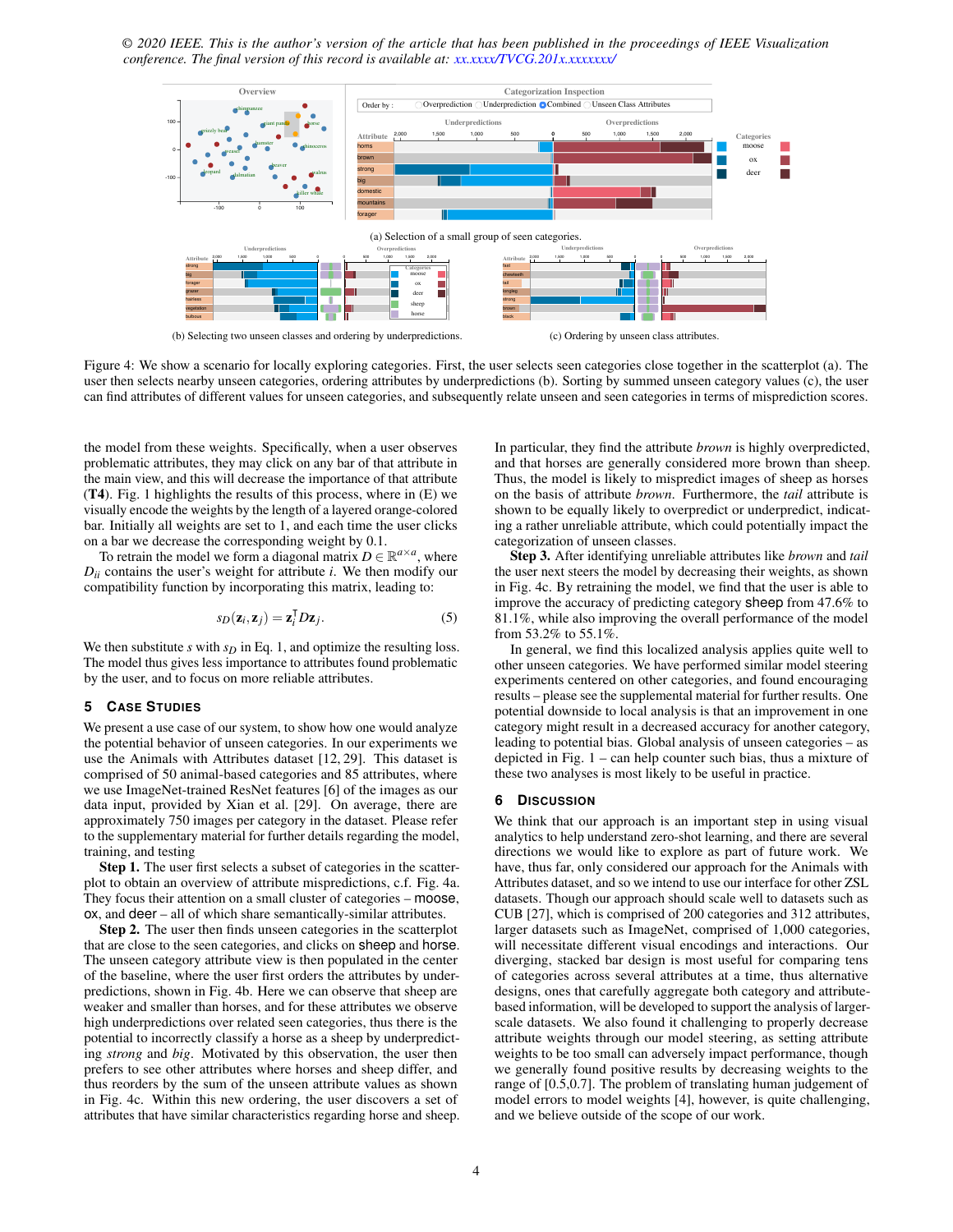© 2020 IEEE. This is the author's version of the article that has been published in the proceedings of IEEE Visualization conference. The final version of this record is available at: xx.xxxx/TVCG.201x.xxxxxxx/

Overview

Categorization Inspection

Order by : Overprediction Underprediction Combined Unseen Class Attributes

Underpredictions

Overpredictions

Attribute 2,000 1,500 1,000 500 0 500 1,000 1,500 2,000

horns
brown
strong
big
domestic
mountains
forager

Categories
moose
ox
deer

(a) Selection of a small group of seen categories.

(b) Selecting two unseen classes and ordering by underpredictions.

(c) Ordering by unseen class attributes.

Figure 4: We show a scenario for locally exploring categories. First, the user selects seen categories close together in the scatterplot (a). The user then selects nearby unseen categories, ordering attributes by underpredictions (b). Sorting by summed unseen category values (c), the user can find attributes of different values for unseen categories, and subsequently relate unseen and seen categories in terms of misprediction scores.

the model from these weights. Specifically, when a user observes problematic attributes, they may click on any bar of that attribute in the main view, and this will decrease the importance of that attribute (**T4**). Fig. 1 highlights the results of this process, where in (E) we visually encode the weights by the length of a layered orange-colored bar. Initially all weights are set to 1, and each time the user clicks on a bar we decrease the corresponding weight by 0.1.

To retrain the model we form a diagonal matrix $D \in \mathbb{R}^{a \times a}$, where $D_{ii}$ contains the user's weight for attribute $i$. We then modify our compatibility function by incorporating this matrix, leading to:

$$s_D(\mathbf{z}_i, \mathbf{z}_j) = \mathbf{z}_i^\top D \mathbf{z}_j. \tag{5}$$

We then substitute $s$ with $s_D$ in Eq. 1, and optimize the resulting loss. The model thus gives less importance to attributes found problematic by the user, and to focus on more reliable attributes.

## 5 Case Studies

We present a use case of our system, to show how one would analyze the potential behavior of unseen categories. In our experiments we use the Animals with Attributes dataset [12, 29]. This dataset is comprised of 50 animal-based categories and 85 attributes, where we use ImageNet-trained ResNet features [6] of the images as our data input, provided by Xian et al. [29]. On average, there are approximately 750 images per category in the dataset. Please refer to the supplementary material for further details regarding the model, training, and testing

**Step 1.** The user first selects a subset of categories in the scatterplot to obtain an overview of attribute mispredictions, c.f. Fig. 4a. They focus their attention on a small cluster of categories – moose, ox, and deer – all of which share semantically-similar attributes.

**Step 2.** The user then finds unseen categories in the scatterplot that are close to the seen categories, and clicks on sheep and horse. The unseen category attribute view is then populated in the center of the baseline, where the user first orders the attributes by underpredictions, shown in Fig. 4b. Here we can observe that sheep are weaker and smaller than horses, and for these attributes we observe high underpredictions over related seen categories, thus there is the potential to incorrectly classify a horse as a sheep by underpredicting *strong* and *big*. Motivated by this observation, the user then prefers to see other attributes where horses and sheep differ, and thus reorders by the sum of the unseen attribute values as shown in Fig. 4c. Within this new ordering, the user discovers a set of attributes that have similar characteristics regarding horse and sheep. In particular, they find the attribute *brown* is highly overpredicted, and that horses are generally considered more brown than sheep. Thus, the model is likely to mispredict images of sheep as horses on the basis of attribute *brown*. Furthermore, the *tail* attribute is shown to be equally likely to overpredict or underpredict, indicating a rather unreliable attribute, which could potentially impact the categorization of unseen classes.

**Step 3.** After identifying unreliable attributes like *brown* and *tail* the user next steers the model by decreasing their weights, as shown in Fig. 4c. By retraining the model, we find that the user is able to improve the accuracy of predicting category sheep from 47.6% to 81.1%, while also improving the overall performance of the model from 53.2% to 55.1%.

In general, we find this localized analysis applies quite well to other unseen categories. We have performed similar model steering experiments centered on other categories, and found encouraging results – please see the supplemental material for further results. One potential downside to local analysis is that an improvement in one category might result in a decreased accuracy for another category, leading to potential bias. Global analysis of unseen categories – as depicted in Fig. 1 – can help counter such bias, thus a mixture of these two analyses is most likely to be useful in practice.

## 6 Discussion

We think that our approach is an important step in using visual analytics to help understand zero-shot learning, and there are several directions we would like to explore as part of future work. We have, thus far, only considered our approach for the Animals with Attributes dataset, and so we intend to use our interface for other ZSL datasets. Though our approach should scale well to datasets such as CUB [27], which is comprised of 200 categories and 312 attributes, larger datasets such as ImageNet, comprised of 1,000 categories, will necessitate different visual encodings and interactions. Our diverging, stacked bar design is most useful for comparing tens of categories across several attributes at a time, thus alternative designs, ones that carefully aggregate both category and attribute-based information, will be developed to support the analysis of larger-scale datasets. We also found it challenging to properly decrease attribute weights through our model steering, as setting attribute weights to be too small can adversely impact performance, though we generally found positive results by decreasing weights to the range of [0.5,0.7]. The problem of translating human judgement of model errors to model weights [4], however, is quite challenging, and we believe outside of the scope of our work.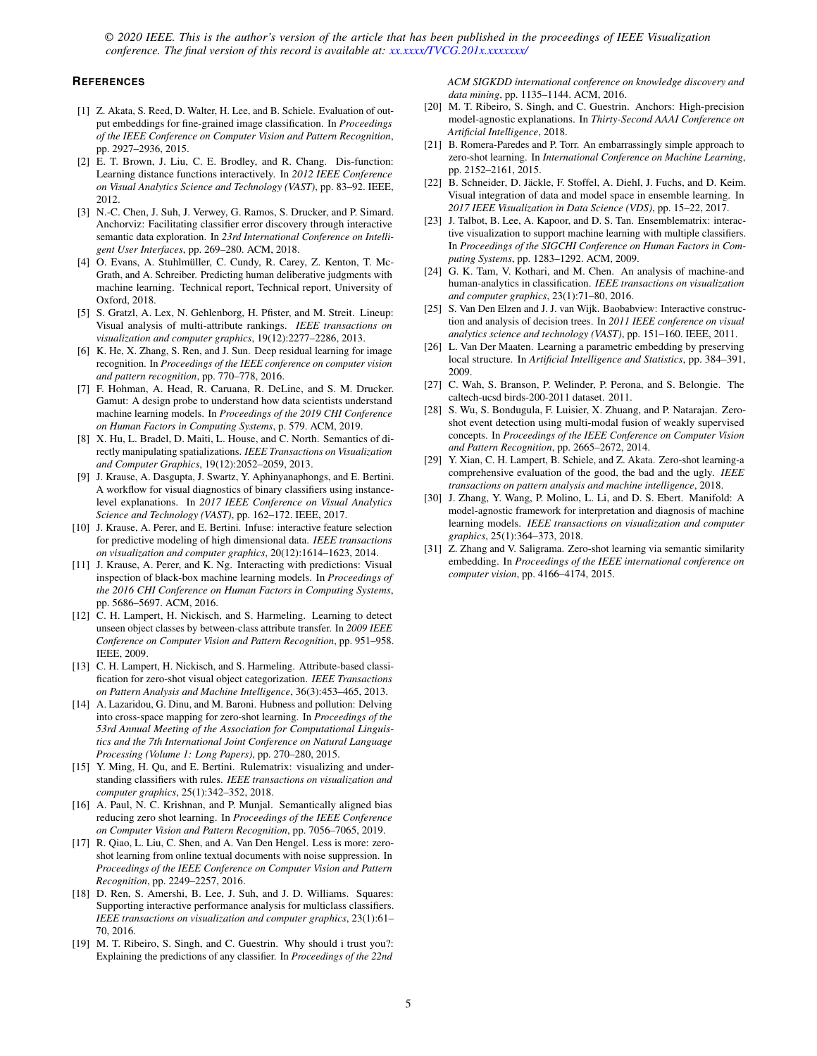# References

[1] Z. Akata, S. Reed, D. Walter, H. Lee, and B. Schiele. Evaluation of output embeddings for fine-grained image classification. In *Proceedings of the IEEE Conference on Computer Vision and Pattern Recognition*, pp. 2927–2936, 2015.

[2] E. T. Brown, J. Liu, C. E. Brodley, and R. Chang. Dis-function: Learning distance functions interactively. In *2012 IEEE Conference on Visual Analytics Science and Technology (VAST)*, pp. 83–92. IEEE, 2012.

[3] N.-C. Chen, J. Suh, J. Verwey, G. Ramos, S. Drucker, and P. Simard. Anchorviz: Facilitating classifier error discovery through interactive semantic data exploration. In *23rd International Conference on Intelligent User Interfaces*, pp. 269–280. ACM, 2018.

[4] O. Evans, A. Stuhlmüller, C. Cundy, R. Carey, Z. Kenton, T. McGrath, and A. Schreiber. Predicting human deliberative judgments with machine learning. Technical report, Technical report, University of Oxford, 2018.

[5] S. Gratzl, A. Lex, N. Gehlenborg, H. Pfister, and M. Streit. Lineup: Visual analysis of multi-attribute rankings. *IEEE transactions on visualization and computer graphics*, 19(12):2277–2286, 2013.

[6] K. He, X. Zhang, S. Ren, and J. Sun. Deep residual learning for image recognition. In *Proceedings of the IEEE conference on computer vision and pattern recognition*, pp. 770–778, 2016.

[7] F. Hohman, A. Head, R. Caruana, R. DeLine, and S. M. Drucker. Gamut: A design probe to understand how data scientists understand machine learning models. In *Proceedings of the 2019 CHI Conference on Human Factors in Computing Systems*, p. 579. ACM, 2019.

[8] X. Hu, L. Bradel, D. Maiti, L. House, and C. North. Semantics of directly manipulating spatializations. *IEEE Transactions on Visualization and Computer Graphics*, 19(12):2052–2059, 2013.

[9] J. Krause, A. Dasgupta, J. Swartz, Y. Aphinyanaphongs, and E. Bertini. A workflow for visual diagnostics of binary classifiers using instance-level explanations. In *2017 IEEE Conference on Visual Analytics Science and Technology (VAST)*, pp. 162–172. IEEE, 2017.

[10] J. Krause, A. Perer, and E. Bertini. Infuse: interactive feature selection for predictive modeling of high dimensional data. *IEEE transactions on visualization and computer graphics*, 20(12):1614–1623, 2014.

[11] J. Krause, A. Perer, and K. Ng. Interacting with predictions: Visual inspection of black-box machine learning models. In *Proceedings of the 2016 CHI Conference on Human Factors in Computing Systems*, pp. 5686–5697. ACM, 2016.

[12] C. H. Lampert, H. Nickisch, and S. Harmeling. Learning to detect unseen object classes by between-class attribute transfer. In *2009 IEEE Conference on Computer Vision and Pattern Recognition*, pp. 951–958. IEEE, 2009.

[13] C. H. Lampert, H. Nickisch, and S. Harmeling. Attribute-based classification for zero-shot visual object categorization. *IEEE Transactions on Pattern Analysis and Machine Intelligence*, 36(3):453–465, 2013.

[14] A. Lazaridou, G. Dinu, and M. Baroni. Hubness and pollution: Delving into cross-space mapping for zero-shot learning. In *Proceedings of the 53rd Annual Meeting of the Association for Computational Linguistics and the 7th International Joint Conference on Natural Language Processing (Volume 1: Long Papers)*, pp. 270–280, 2015.

[15] Y. Ming, H. Qu, and E. Bertini. Rulematrix: visualizing and understanding classifiers with rules. *IEEE transactions on visualization and computer graphics*, 25(1):342–352, 2018.

[16] A. Paul, N. C. Krishnan, and P. Munjal. Semantically aligned bias reducing zero shot learning. In *Proceedings of the IEEE Conference on Computer Vision and Pattern Recognition*, pp. 7056–7065, 2019.

[17] R. Qiao, L. Liu, C. Shen, and A. Van Den Hengel. Less is more: zero-shot learning from online textual documents with noise suppression. In *Proceedings of the IEEE Conference on Computer Vision and Pattern Recognition*, pp. 2249–2257, 2016.

[18] D. Ren, S. Amershi, B. Lee, J. Suh, and J. D. Williams. Squares: Supporting interactive performance analysis for multiclass classifiers. *IEEE transactions on visualization and computer graphics*, 23(1):61–70, 2016.

[19] M. T. Ribeiro, S. Singh, and C. Guestrin. Why should i trust you?: Explaining the predictions of any classifier. In *Proceedings of the 22nd ACM SIGKDD international conference on knowledge discovery and data mining*, pp. 1135–1144. ACM, 2016.

[20] M. T. Ribeiro, S. Singh, and C. Guestrin. Anchors: High-precision model-agnostic explanations. In *Thirty-Second AAAI Conference on Artificial Intelligence*, 2018.

[21] B. Romera-Paredes and P. Torr. An embarrassingly simple approach to zero-shot learning. In *International Conference on Machine Learning*, pp. 2152–2161, 2015.

[22] B. Schneider, D. Jäckle, F. Stoffel, A. Diehl, J. Fuchs, and D. Keim. Visual integration of data and model space in ensemble learning. In *2017 IEEE Visualization in Data Science (VDS)*, pp. 15–22, 2017.

[23] J. Talbot, B. Lee, A. Kapoor, and D. S. Tan. Ensemblematrix: interactive visualization to support machine learning with multiple classifiers. In *Proceedings of the SIGCHI Conference on Human Factors in Computing Systems*, pp. 1283–1292. ACM, 2009.

[24] G. K. Tam, V. Kothari, and M. Chen. An analysis of machine-and human-analytics in classification. *IEEE transactions on visualization and computer graphics*, 23(1):71–80, 2016.

[25] S. Van Den Elzen and J. J. van Wijk. Baobabview: Interactive construction and analysis of decision trees. In *2011 IEEE conference on visual analytics science and technology (VAST)*, pp. 151–160. IEEE, 2011.

[26] L. Van Der Maaten. Learning a parametric embedding by preserving local structure. In *Artificial Intelligence and Statistics*, pp. 384–391, 2009.

[27] C. Wah, S. Branson, P. Welinder, P. Perona, and S. Belongie. The caltech-ucsd birds-200-2011 dataset. 2011.

[28] S. Wu, S. Bondugula, F. Luisier, X. Zhuang, and P. Natarajan. Zero-shot event detection using multi-modal fusion of weakly supervised concepts. In *Proceedings of the IEEE Conference on Computer Vision and Pattern Recognition*, pp. 2665–2672, 2014.

[29] Y. Xian, C. H. Lampert, B. Schiele, and Z. Akata. Zero-shot learning-a comprehensive evaluation of the good, the bad and the ugly. *IEEE transactions on pattern analysis and machine intelligence*, 2018.

[30] J. Zhang, Y. Wang, P. Molino, L. Li, and D. S. Ebert. Manifold: A model-agnostic framework for interpretation and diagnosis of machine learning models. *IEEE transactions on visualization and computer graphics*, 25(1):364–373, 2018.

[31] Z. Zhang and V. Saligrama. Zero-shot learning via semantic similarity embedding. In *Proceedings of the IEEE international conference on computer vision*, pp. 4166–4174, 2015.